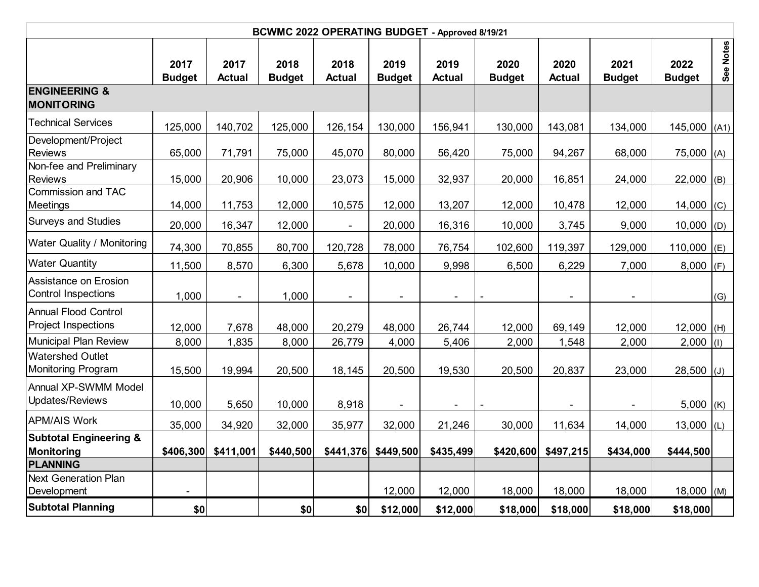## BCWMC 2022 OPERATING BUDGET - Approved 8/19/21

| | 2017 Budget | 2017 Actual | 2018 Budget | 2018 Actual | 2019 Budget | 2019 Actual | 2020 Budget | 2020 Actual | 2021 Budget | 2022 Budget | See Notes |
|---|---|---|---|---|---|---|---|---|---|---|---|
| **ENGINEERING & MONITORING** | | | | | | | | | | | |
| Technical Services | 125,000 | 140,702 | 125,000 | 126,154 | 130,000 | 156,941 | 130,000 | 143,081 | 134,000 | 145,000 | (A1) |
| Development/Project Reviews | 65,000 | 71,791 | 75,000 | 45,070 | 80,000 | 56,420 | 75,000 | 94,267 | 68,000 | 75,000 | (A) |
| Non-fee and Preliminary Reviews | 15,000 | 20,906 | 10,000 | 23,073 | 15,000 | 32,937 | 20,000 | 16,851 | 24,000 | 22,000 | (B) |
| Commission and TAC Meetings | 14,000 | 11,753 | 12,000 | 10,575 | 12,000 | 13,207 | 12,000 | 10,478 | 12,000 | 14,000 | (C) |
| Surveys and Studies | 20,000 | 16,347 | 12,000 | - | 20,000 | 16,316 | 10,000 | 3,745 | 9,000 | 10,000 | (D) |
| Water Quality / Monitoring | 74,300 | 70,855 | 80,700 | 120,728 | 78,000 | 76,754 | 102,600 | 119,397 | 129,000 | 110,000 | (E) |
| Water Quantity | 11,500 | 8,570 | 6,300 | 5,678 | 10,000 | 9,998 | 6,500 | 6,229 | 7,000 | 8,000 | (F) |
| Assistance on Erosion Control Inspections | 1,000 | - | 1,000 | - | - | - | - | - | - | | (G) |
| Annual Flood Control Project Inspections | 12,000 | 7,678 | 48,000 | 20,279 | 48,000 | 26,744 | 12,000 | 69,149 | 12,000 | 12,000 | (H) |
| Municipal Plan Review | 8,000 | 1,835 | 8,000 | 26,779 | 4,000 | 5,406 | 2,000 | 1,548 | 2,000 | 2,000 | (I) |
| Watershed Outlet Monitoring Program | 15,500 | 19,994 | 20,500 | 18,145 | 20,500 | 19,530 | 20,500 | 20,837 | 23,000 | 28,500 | (J) |
| Annual XP-SWMM Model Updates/Reviews | 10,000 | 5,650 | 10,000 | 8,918 | - | - | - | - | - | 5,000 | (K) |
| APM/AIS Work | 35,000 | 34,920 | 32,000 | 35,977 | 32,000 | 21,246 | 30,000 | 11,634 | 14,000 | 13,000 | (L) |
| **Subtotal Engineering & Monitoring** | **$406,300** | **$411,001** | **$440,500** | **$441,376** | **$449,500** | **$435,499** | **$420,600** | **$497,215** | **$434,000** | **$444,500** | |
| **PLANNING** | | | | | | | | | | | |
| Next Generation Plan Development | - | | | | 12,000 | 12,000 | 18,000 | 18,000 | 18,000 | 18,000 | (M) |
| **Subtotal Planning** | **$0** | | **$0** | **$0** | **$12,000** | **$12,000** | **$18,000** | **$18,000** | **$18,000** | **$18,000** | |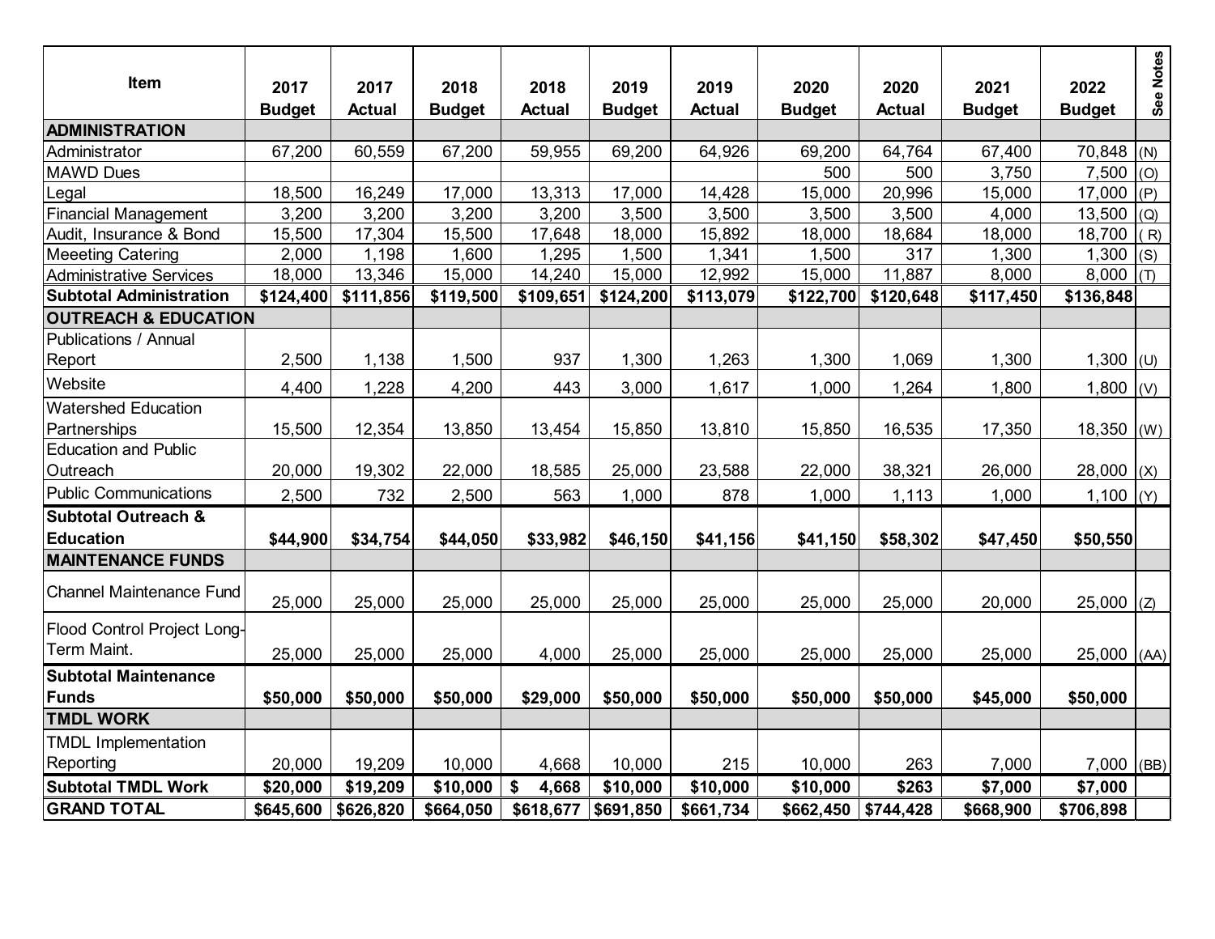| Item | 2017 Budget | 2017 Actual | 2018 Budget | 2018 Actual | 2019 Budget | 2019 Actual | 2020 Budget | 2020 Actual | 2021 Budget | 2022 Budget | See Notes |
|---|---|---|---|---|---|---|---|---|---|---|---|
| **ADMINISTRATION** | | | | | | | | | | | |
| Administrator | 67,200 | 60,559 | 67,200 | 59,955 | 69,200 | 64,926 | 69,200 | 64,764 | 67,400 | 70,848 | (N) |
| MAWD Dues | | | | | | | 500 | 500 | 3,750 | 7,500 | (O) |
| Legal | 18,500 | 16,249 | 17,000 | 13,313 | 17,000 | 14,428 | 15,000 | 20,996 | 15,000 | 17,000 | (P) |
| Financial Management | 3,200 | 3,200 | 3,200 | 3,200 | 3,500 | 3,500 | 3,500 | 3,500 | 4,000 | 13,500 | (Q) |
| Audit, Insurance & Bond | 15,500 | 17,304 | 15,500 | 17,648 | 18,000 | 15,892 | 18,000 | 18,684 | 18,000 | 18,700 | ( R) |
| Meeeting Catering | 2,000 | 1,198 | 1,600 | 1,295 | 1,500 | 1,341 | 1,500 | 317 | 1,300 | 1,300 | (S) |
| Administrative Services | 18,000 | 13,346 | 15,000 | 14,240 | 15,000 | 12,992 | 15,000 | 11,887 | 8,000 | 8,000 | (T) |
| **Subtotal Administration** | **$124,400** | **$111,856** | **$119,500** | **$109,651** | **$124,200** | **$113,079** | **$122,700** | **$120,648** | **$117,450** | **$136,848** | |
| **OUTREACH & EDUCATION** | | | | | | | | | | | |
| Publications / Annual Report | 2,500 | 1,138 | 1,500 | 937 | 1,300 | 1,263 | 1,300 | 1,069 | 1,300 | 1,300 | (U) |
| Website | 4,400 | 1,228 | 4,200 | 443 | 3,000 | 1,617 | 1,000 | 1,264 | 1,800 | 1,800 | (V) |
| Watershed Education Partnerships | 15,500 | 12,354 | 13,850 | 13,454 | 15,850 | 13,810 | 15,850 | 16,535 | 17,350 | 18,350 | (W) |
| Education and Public Outreach | 20,000 | 19,302 | 22,000 | 18,585 | 25,000 | 23,588 | 22,000 | 38,321 | 26,000 | 28,000 | (X) |
| Public Communications | 2,500 | 732 | 2,500 | 563 | 1,000 | 878 | 1,000 | 1,113 | 1,000 | 1,100 | (Y) |
| **Subtotal Outreach & Education** | **$44,900** | **$34,754** | **$44,050** | **$33,982** | **$46,150** | **$41,156** | **$41,150** | **$58,302** | **$47,450** | **$50,550** | |
| **MAINTENANCE FUNDS** | | | | | | | | | | | |
| Channel Maintenance Fund | 25,000 | 25,000 | 25,000 | 25,000 | 25,000 | 25,000 | 25,000 | 25,000 | 20,000 | 25,000 | (Z) |
| Flood Control Project Long-Term Maint. | 25,000 | 25,000 | 25,000 | 4,000 | 25,000 | 25,000 | 25,000 | 25,000 | 25,000 | 25,000 | (AA) |
| **Subtotal Maintenance Funds** | **$50,000** | **$50,000** | **$50,000** | **$29,000** | **$50,000** | **$50,000** | **$50,000** | **$50,000** | **$45,000** | **$50,000** | |
| **TMDL WORK** | | | | | | | | | | | |
| TMDL Implementation Reporting | 20,000 | 19,209 | 10,000 | 4,668 | 10,000 | 215 | 10,000 | 263 | 7,000 | 7,000 | (BB) |
| **Subtotal TMDL Work** | **$20,000** | **$19,209** | **$10,000** | **$ 4,668** | **$10,000** | **$10,000** | **$10,000** | **$263** | **$7,000** | **$7,000** | |
| **GRAND TOTAL** | **$645,600** | **$626,820** | **$664,050** | **$618,677** | **$691,850** | **$661,734** | **$662,450** | **$744,428** | **$668,900** | **$706,898** | |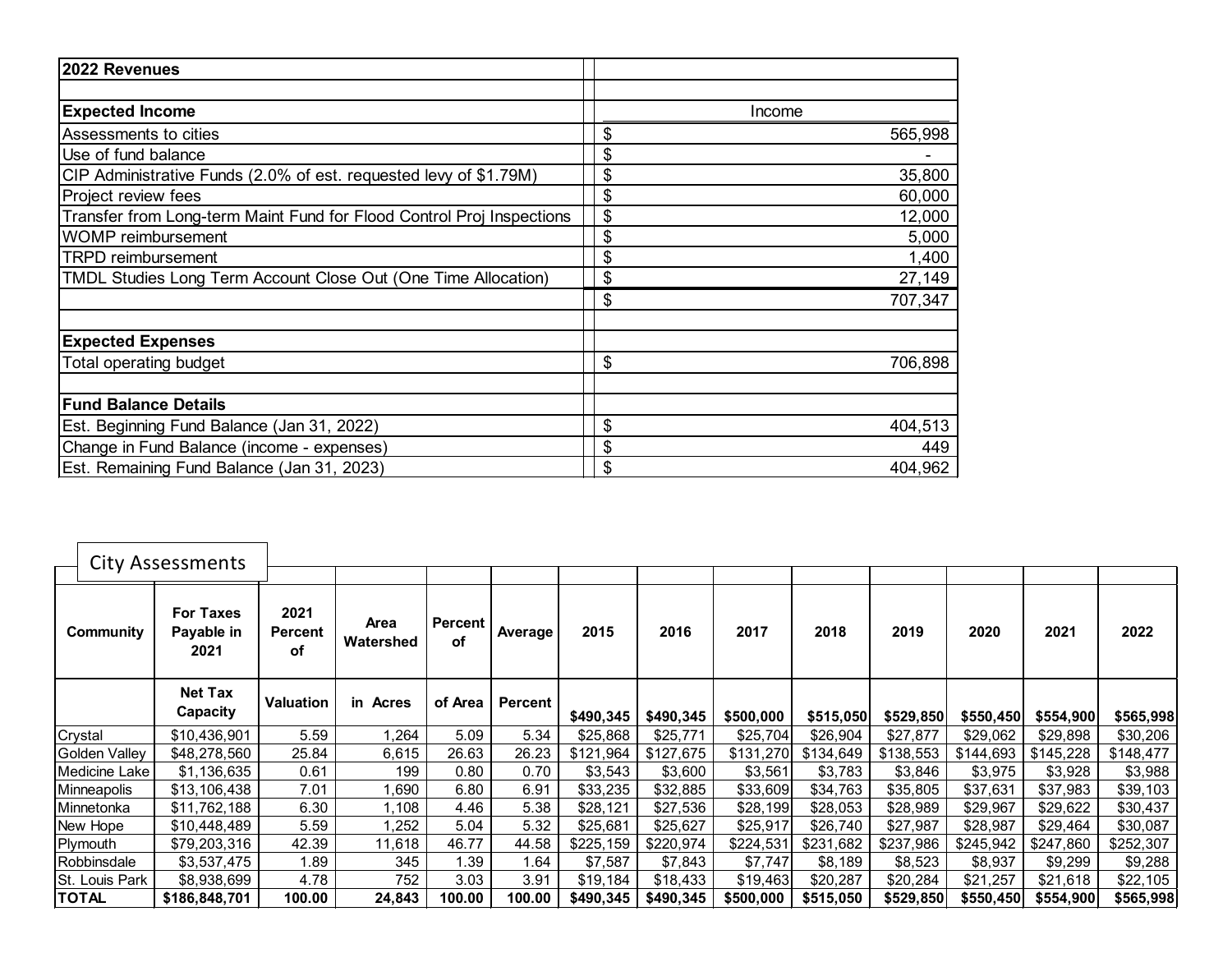| 2022 Revenues | | |
|---|---|---|
| | | |
| **Expected Income** | | Income |
| Assessments to cities | $ | 565,998 |
| Use of fund balance | $ | - |
| CIP Administrative Funds (2.0% of est. requested levy of $1.79M) | $ | 35,800 |
| Project review fees | $ | 60,000 |
| Transfer from Long-term Maint Fund for Flood Control Proj Inspections | $ | 12,000 |
| WOMP reimbursement | $ | 5,000 |
| TRPD reimbursement | $ | 1,400 |
| TMDL Studies Long Term Account Close Out (One Time Allocation) | $ | 27,149 |
| | $ | 707,347 |
| | | |
| **Expected Expenses** | | |
| Total operating budget | $ | 706,898 |
| | | |
| **Fund Balance Details** | | |
| Est. Beginning Fund Balance (Jan 31, 2022) | $ | 404,513 |
| Change in Fund Balance (income - expenses) | $ | 449 |
| Est. Remaining Fund Balance (Jan 31, 2023) | $ | 404,962 |

## City Assessments

| Community | For Taxes Payable in 2021 | 2021 Percent of | Area Watershed | Percent of | Average | 2015 | 2016 | 2017 | 2018 | 2019 | 2020 | 2021 | 2022 |
|---|---|---|---|---|---|---|---|---|---|---|---|---|---|
| | **Net Tax Capacity** | **Valuation** | **in Acres** | **of Area** | **Percent** | **$490,345** | **$490,345** | **$500,000** | **$515,050** | **$529,850** | **$550,450** | **$554,900** | **$565,998** |
| Crystal | $10,436,901 | 5.59 | 1,264 | 5.09 | 5.34 | $25,868 | $25,771 | $25,704 | $26,904 | $27,877 | $29,062 | $29,898 | $30,206 |
| Golden Valley | $48,278,560 | 25.84 | 6,615 | 26.63 | 26.23 | $121,964 | $127,675 | $131,270 | $134,649 | $138,553 | $144,693 | $145,228 | $148,477 |
| Medicine Lake | $1,136,635 | 0.61 | 199 | 0.80 | 0.70 | $3,543 | $3,600 | $3,561 | $3,783 | $3,846 | $3,975 | $3,928 | $3,988 |
| Minneapolis | $13,106,438 | 7.01 | 1,690 | 6.80 | 6.91 | $33,235 | $32,885 | $33,609 | $34,763 | $35,805 | $37,631 | $37,983 | $39,103 |
| Minnetonka | $11,762,188 | 6.30 | 1,108 | 4.46 | 5.38 | $28,121 | $27,536 | $28,199 | $28,053 | $28,989 | $29,967 | $29,622 | $30,437 |
| New Hope | $10,448,489 | 5.59 | 1,252 | 5.04 | 5.32 | $25,681 | $25,627 | $25,917 | $26,740 | $27,987 | $28,987 | $29,464 | $30,087 |
| Plymouth | $79,203,316 | 42.39 | 11,618 | 46.77 | 44.58 | $225,159 | $220,974 | $224,531 | $231,682 | $237,986 | $245,942 | $247,860 | $252,307 |
| Robbinsdale | $3,537,475 | 1.89 | 345 | 1.39 | 1.64 | $7,587 | $7,843 | $7,747 | $8,189 | $8,523 | $8,937 | $9,299 | $9,288 |
| St. Louis Park | $8,938,699 | 4.78 | 752 | 3.03 | 3.91 | $19,184 | $18,433 | $19,463 | $20,287 | $20,284 | $21,257 | $21,618 | $22,105 |
| **TOTAL** | **$186,848,701** | **100.00** | **24,843** | **100.00** | **100.00** | **$490,345** | **$490,345** | **$500,000** | **$515,050** | **$529,850** | **$550,450** | **$554,900** | **$565,998** |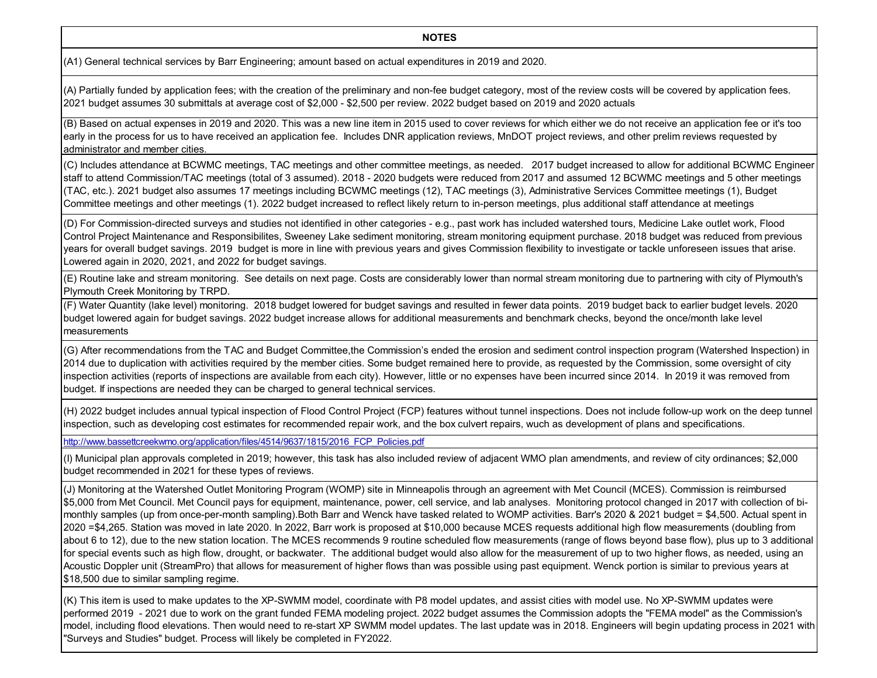| NOTES |
| --- |
| (A1) General technical services by Barr Engineering; amount based on actual expenditures in 2019 and 2020. |
| (A) Partially funded by application fees; with the creation of the preliminary and non-fee budget category, most of the review costs will be covered by application fees. 2021 budget assumes 30 submittals at average cost of $2,000 - $2,500 per review. 2022 budget based on 2019 and 2020 actuals |
| (B) Based on actual expenses in 2019 and 2020. This was a new line item in 2015 used to cover reviews for which either we do not receive an application fee or it's too early in the process for us to have received an application fee. Includes DNR application reviews, MnDOT project reviews, and other prelim reviews requested by administrator and member cities. |
| (C) Includes attendance at BCWMC meetings, TAC meetings and other committee meetings, as needed. 2017 budget increased to allow for additional BCWMC Engineer staff to attend Commission/TAC meetings (total of 3 assumed). 2018 - 2020 budgets were reduced from 2017 and assumed 12 BCWMC meetings and 5 other meetings (TAC, etc.). 2021 budget also assumes 17 meetings including BCWMC meetings (12), TAC meetings (3), Administrative Services Committee meetings (1), Budget Committee meetings and other meetings (1). 2022 budget increased to reflect likely return to in-person meetings, plus additional staff attendance at meetings |
| (D) For Commission-directed surveys and studies not identified in other categories - e.g., past work has included watershed tours, Medicine Lake outlet work, Flood Control Project Maintenance and Responsibilites, Sweeney Lake sediment monitoring, stream monitoring equipment purchase. 2018 budget was reduced from previous years for overall budget savings. 2019 budget is more in line with previous years and gives Commission flexibility to investigate or tackle unforeseen issues that arise. Lowered again in 2020, 2021, and 2022 for budget savings. |
| (E) Routine lake and stream monitoring. See details on next page. Costs are considerably lower than normal stream monitoring due to partnering with city of Plymouth's Plymouth Creek Monitoring by TRPD. |
| (F) Water Quantity (lake level) monitoring. 2018 budget lowered for budget savings and resulted in fewer data points. 2019 budget back to earlier budget levels. 2020 budget lowered again for budget savings. 2022 budget increase allows for additional measurements and benchmark checks, beyond the once/month lake level measurements |
| (G) After recommendations from the TAC and Budget Committee,the Commission's ended the erosion and sediment control inspection program (Watershed Inspection) in 2014 due to duplication with activities required by the member cities. Some budget remained here to provide, as requested by the Commission, some oversight of city inspection activities (reports of inspections are available from each city). However, little or no expenses have been incurred since 2014. In 2019 it was removed from budget. If inspections are needed they can be charged to general technical services. |
| (H) 2022 budget includes annual typical inspection of Flood Control Project (FCP) features without tunnel inspections. Does not include follow-up work on the deep tunnel inspection, such as developing cost estimates for recommended repair work, and the box culvert repairs, wuch as development of plans and specifications. |
| http://www.bassettcreekwmo.org/application/files/4514/9637/1815/2016_FCP_Policies.pdf |
| (I) Municipal plan approvals completed in 2019; however, this task has also included review of adjacent WMO plan amendments, and review of city ordinances; $2,000 budget recommended in 2021 for these types of reviews. |
| (J) Monitoring at the Watershed Outlet Monitoring Program (WOMP) site in Minneapolis through an agreement with Met Council (MCES). Commission is reimbursed $5,000 from Met Council. Met Council pays for equipment, maintenance, power, cell service, and lab analyses. Monitoring protocol changed in 2017 with collection of bi-monthly samples (up from once-per-month sampling).Both Barr and Wenck have tasked related to WOMP activities. Barr's 2020 & 2021 budget = $4,500. Actual spent in 2020 =$4,265. Station was moved in late 2020. In 2022, Barr work is proposed at $10,000 because MCES requests additional high flow measurements (doubling from about 6 to 12), due to the new station location. The MCES recommends 9 routine scheduled flow measurements (range of flows beyond base flow), plus up to 3 additional for special events such as high flow, drought, or backwater. The additional budget would also allow for the measurement of up to two higher flows, as needed, using an Acoustic Doppler unit (StreamPro) that allows for measurement of higher flows than was possible using past equipment. Wenck portion is similar to previous years at $18,500 due to similar sampling regime. |
| (K) This item is used to make updates to the XP-SWMM model, coordinate with P8 model updates, and assist cities with model use. No XP-SWMM updates were performed 2019 - 2021 due to work on the grant funded FEMA modeling project. 2022 budget assumes the Commission adopts the "FEMA model" as the Commission's model, including flood elevations. Then would need to re-start XP SWMM model updates. The last update was in 2018. Engineers will begin updating process in 2021 with "Surveys and Studies" budget. Process will likely be completed in FY2022. |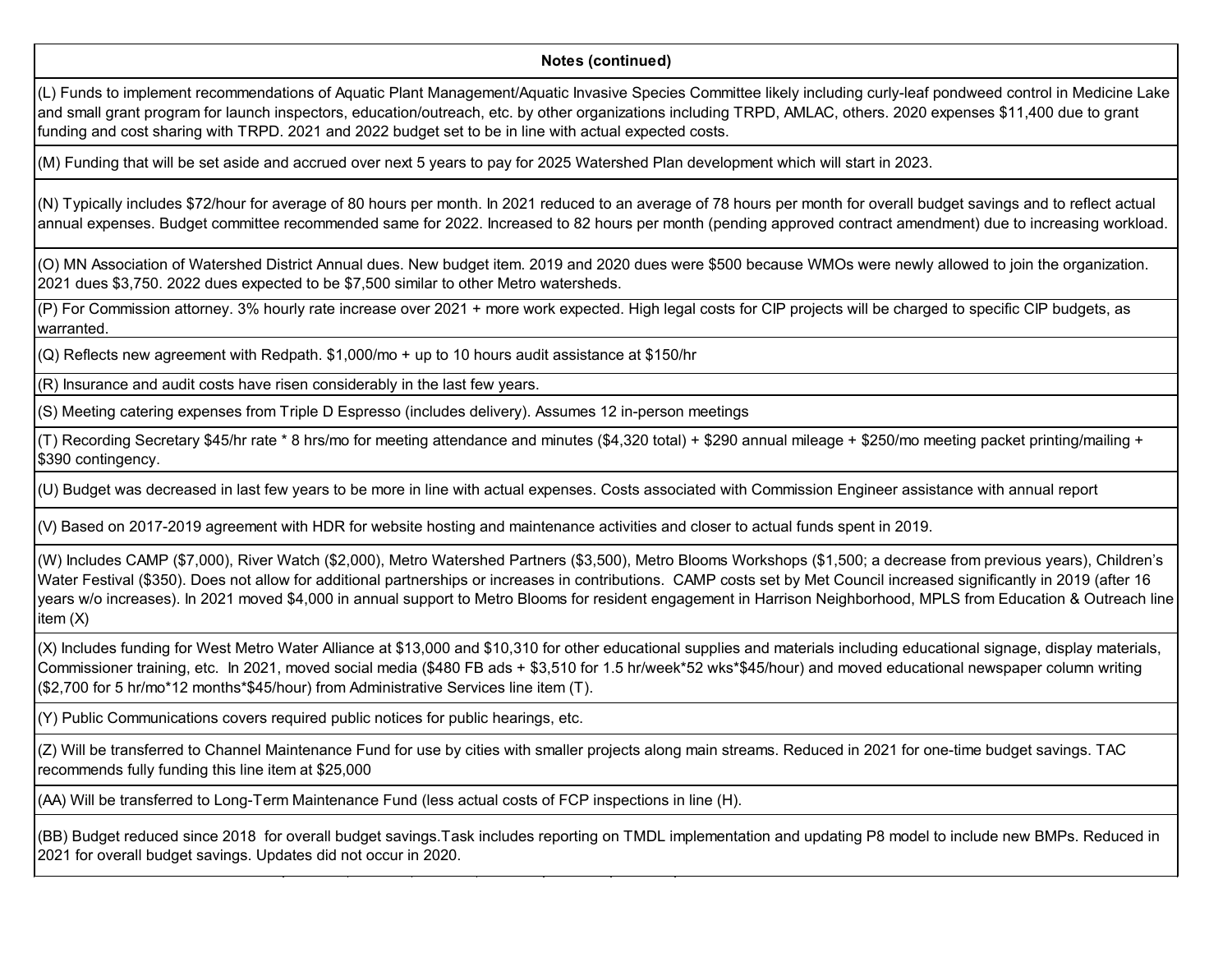| Notes (continued) |
|---|
| (L) Funds to implement recommendations of Aquatic Plant Management/Aquatic Invasive Species Committee likely including curly-leaf pondweed control in Medicine Lake and small grant program for launch inspectors, education/outreach, etc. by other organizations including TRPD, AMLAC, others. 2020 expenses $11,400 due to grant funding and cost sharing with TRPD. 2021 and 2022 budget set to be in line with actual expected costs. |
| (M) Funding that will be set aside and accrued over next 5 years to pay for 2025 Watershed Plan development which will start in 2023. |
| (N) Typically includes $72/hour for average of 80 hours per month. In 2021 reduced to an average of 78 hours per month for overall budget savings and to reflect actual annual expenses. Budget committee recommended same for 2022. Increased to 82 hours per month (pending approved contract amendment) due to increasing workload. |
| (O) MN Association of Watershed District Annual dues. New budget item. 2019 and 2020 dues were $500 because WMOs were newly allowed to join the organization. 2021 dues $3,750. 2022 dues expected to be $7,500 similar to other Metro watersheds. |
| (P) For Commission attorney. 3% hourly rate increase over 2021 + more work expected. High legal costs for CIP projects will be charged to specific CIP budgets, as warranted. |
| (Q) Reflects new agreement with Redpath. $1,000/mo + up to 10 hours audit assistance at $150/hr |
| (R) Insurance and audit costs have risen considerably in the last few years. |
| (S) Meeting catering expenses from Triple D Espresso (includes delivery). Assumes 12 in-person meetings |
| (T) Recording Secretary $45/hr rate * 8 hrs/mo for meeting attendance and minutes ($4,320 total) + $290 annual mileage + $250/mo meeting packet printing/mailing + $390 contingency. |
| (U) Budget was decreased in last few years to be more in line with actual expenses. Costs associated with Commission Engineer assistance with annual report |
| (V) Based on 2017-2019 agreement with HDR for website hosting and maintenance activities and closer to actual funds spent in 2019. |
| (W) Includes CAMP ($7,000), River Watch ($2,000), Metro Watershed Partners ($3,500), Metro Blooms Workshops ($1,500; a decrease from previous years), Children's Water Festival ($350). Does not allow for additional partnerships or increases in contributions. CAMP costs set by Met Council increased significantly in 2019 (after 16 years w/o increases). In 2021 moved $4,000 in annual support to Metro Blooms for resident engagement in Harrison Neighborhood, MPLS from Education & Outreach line item (X) |
| (X) Includes funding for West Metro Water Alliance at $13,000 and $10,310 for other educational supplies and materials including educational signage, display materials, Commissioner training, etc. In 2021, moved social media ($480 FB ads + $3,510 for 1.5 hr/week*52 wks*$45/hour) and moved educational newspaper column writing ($2,700 for 5 hr/mo*12 months*$45/hour) from Administrative Services line item (T). |
| (Y) Public Communications covers required public notices for public hearings, etc. |
| (Z) Will be transferred to Channel Maintenance Fund for use by cities with smaller projects along main streams. Reduced in 2021 for one-time budget savings. TAC recommends fully funding this line item at $25,000 |
| (AA) Will be transferred to Long-Term Maintenance Fund (less actual costs of FCP inspections in line (H). |
| (BB) Budget reduced since 2018 for overall budget savings.Task includes reporting on TMDL implementation and updating P8 model to include new BMPs. Reduced in 2021 for overall budget savings. Updates did not occur in 2020. |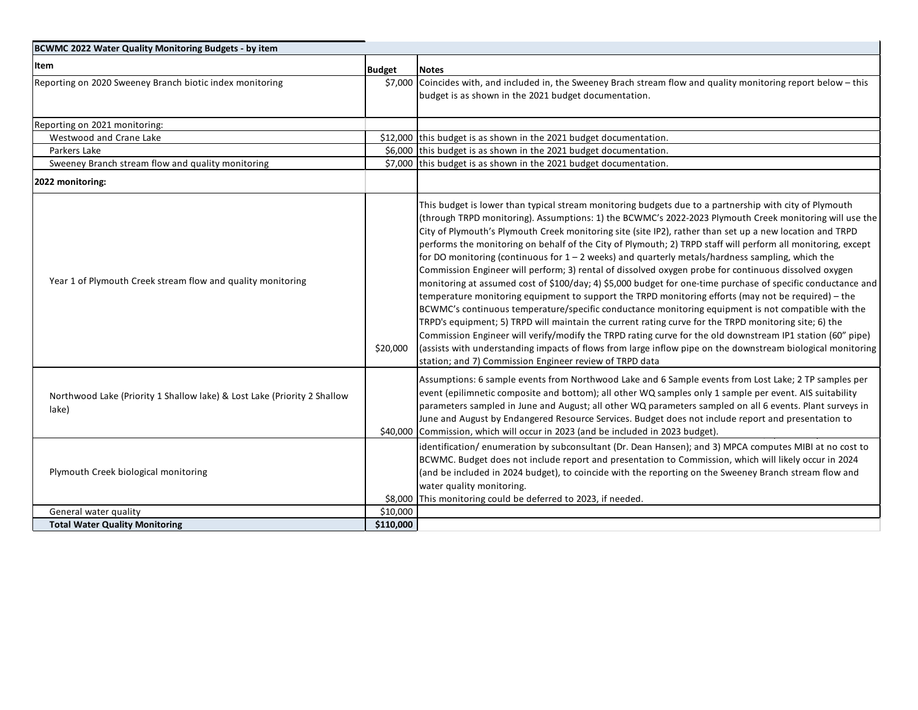| BCWMC 2022 Water Quality Monitoring Budgets - by item | | |
|---|---|---|
| **Item** | **Budget** | **Notes** |
| Reporting on 2020 Sweeney Branch biotic index monitoring | $7,000 | Coincides with, and included in, the Sweeney Brach stream flow and quality monitoring report below – this budget is as shown in the 2021 budget documentation. |
| Reporting on 2021 monitoring: | | |
| Westwood and Crane Lake | $12,000 | this budget is as shown in the 2021 budget documentation. |
| Parkers Lake | $6,000 | this budget is as shown in the 2021 budget documentation. |
| Sweeney Branch stream flow and quality monitoring | $7,000 | this budget is as shown in the 2021 budget documentation. |
| **2022 monitoring:** | | |
| Year 1 of Plymouth Creek stream flow and quality monitoring | $20,000 | This budget is lower than typical stream monitoring budgets due to a partnership with city of Plymouth (through TRPD monitoring). Assumptions: 1) the BCWMC's 2022-2023 Plymouth Creek monitoring will use the City of Plymouth's Plymouth Creek monitoring site (site IP2), rather than set up a new location and TRPD performs the monitoring on behalf of the City of Plymouth; 2) TRPD staff will perform all monitoring, except for DO monitoring (continuous for 1 – 2 weeks) and quarterly metals/hardness sampling, which the Commission Engineer will perform; 3) rental of dissolved oxygen probe for continuous dissolved oxygen monitoring at assumed cost of $100/day; 4) $5,000 budget for one-time purchase of specific conductance and temperature monitoring equipment to support the TRPD monitoring efforts (may not be required) – the BCWMC's continuous temperature/specific conductance monitoring equipment is not compatible with the TRPD's equipment; 5) TRPD will maintain the current rating curve for the TRPD monitoring site; 6) the Commission Engineer will verify/modify the TRPD rating curve for the old downstream IP1 station (60" pipe) (assists with understanding impacts of flows from large inflow pipe on the downstream biological monitoring station; and 7) Commission Engineer review of TRPD data |
| Northwood Lake (Priority 1 Shallow lake) & Lost Lake (Priority 2 Shallow lake) | $40,000 | Assumptions: 6 sample events from Northwood Lake and 6 Sample events from Lost Lake; 2 TP samples per event (epilimnetic composite and bottom); all other WQ samples only 1 sample per event. AIS suitability parameters sampled in June and August; all other WQ parameters sampled on all 6 events. Plant surveys in June and August by Endangered Resource Services. Budget does not include report and presentation to Commission, which will occur in 2023 (and be included in 2023 budget). |
| Plymouth Creek biological monitoring | $8,000 | identification/ enumeration by subconsultant (Dr. Dean Hansen); and 3) MPCA computes MIBI at no cost to BCWMC. Budget does not include report and presentation to Commission, which will likely occur in 2024 (and be included in 2024 budget), to coincide with the reporting on the Sweeney Branch stream flow and water quality monitoring. This monitoring could be deferred to 2023, if needed. |
| General water quality | $10,000 | |
| **Total Water Quality Monitoring** | **$110,000** | |